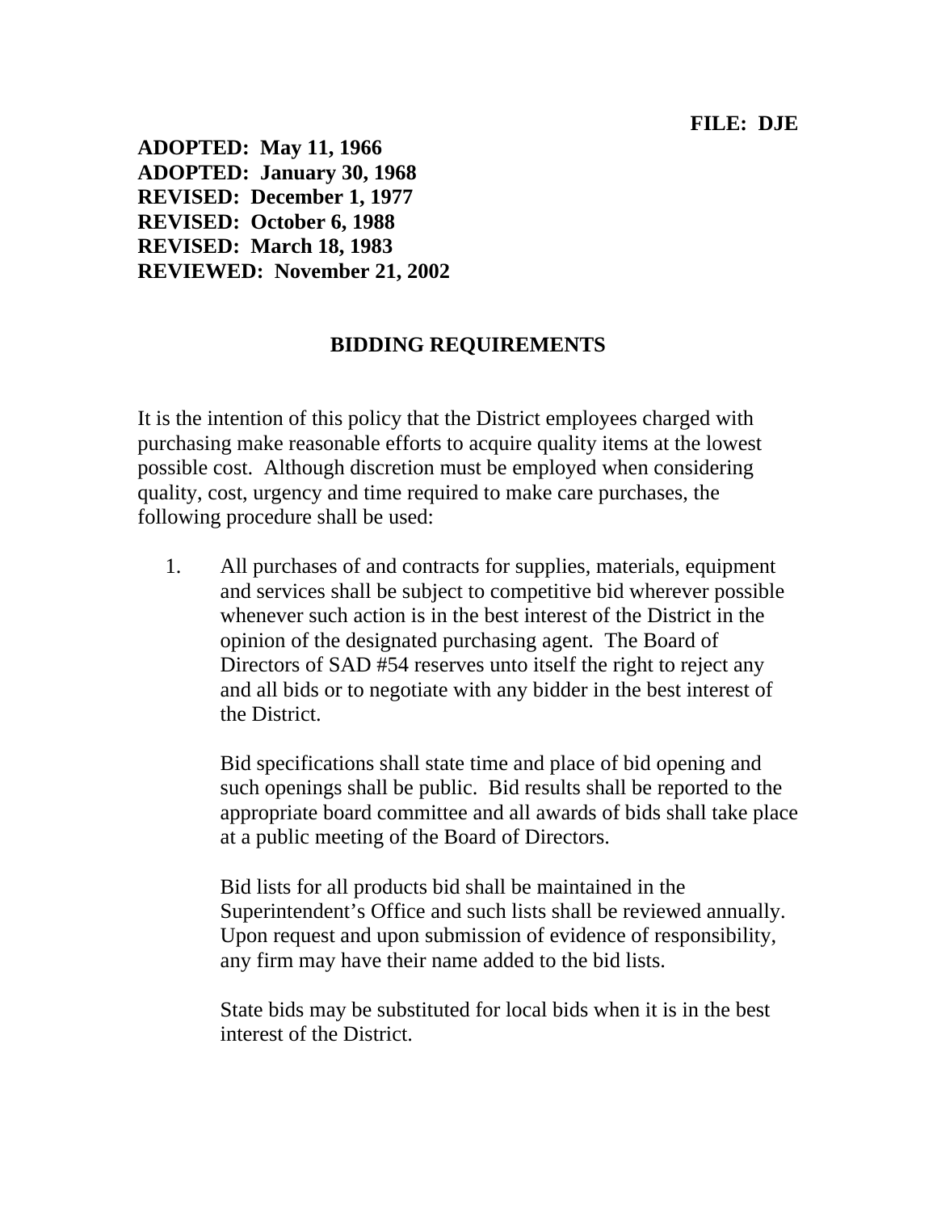**FILE: DJE**

**ADOPTED: May 11, 1966**
**ADOPTED: January 30, 1968**
**REVISED: December 1, 1977**
**REVISED: October 6, 1988**
**REVISED: March 18, 1983**
**REVIEWED: November 21, 2002**

## BIDDING REQUIREMENTS

It is the intention of this policy that the District employees charged with purchasing make reasonable efforts to acquire quality items at the lowest possible cost. Although discretion must be employed when considering quality, cost, urgency and time required to make care purchases, the following procedure shall be used:

1. All purchases of and contracts for supplies, materials, equipment and services shall be subject to competitive bid wherever possible whenever such action is in the best interest of the District in the opinion of the designated purchasing agent. The Board of Directors of SAD #54 reserves unto itself the right to reject any and all bids or to negotiate with any bidder in the best interest of the District.

   Bid specifications shall state time and place of bid opening and such openings shall be public. Bid results shall be reported to the appropriate board committee and all awards of bids shall take place at a public meeting of the Board of Directors.

   Bid lists for all products bid shall be maintained in the Superintendent's Office and such lists shall be reviewed annually. Upon request and upon submission of evidence of responsibility, any firm may have their name added to the bid lists.

   State bids may be substituted for local bids when it is in the best interest of the District.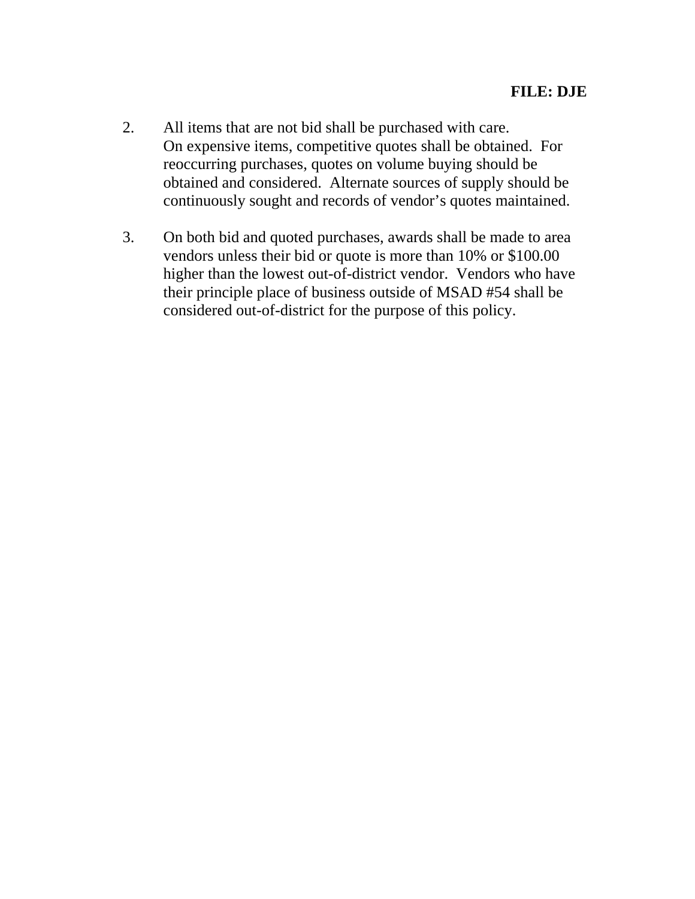2. All items that are not bid shall be purchased with care. On expensive items, competitive quotes shall be obtained. For reoccurring purchases, quotes on volume buying should be obtained and considered. Alternate sources of supply should be continuously sought and records of vendor's quotes maintained.

3. On both bid and quoted purchases, awards shall be made to area vendors unless their bid or quote is more than 10% or $100.00 higher than the lowest out-of-district vendor. Vendors who have their principle place of business outside of MSAD #54 shall be considered out-of-district for the purpose of this policy.